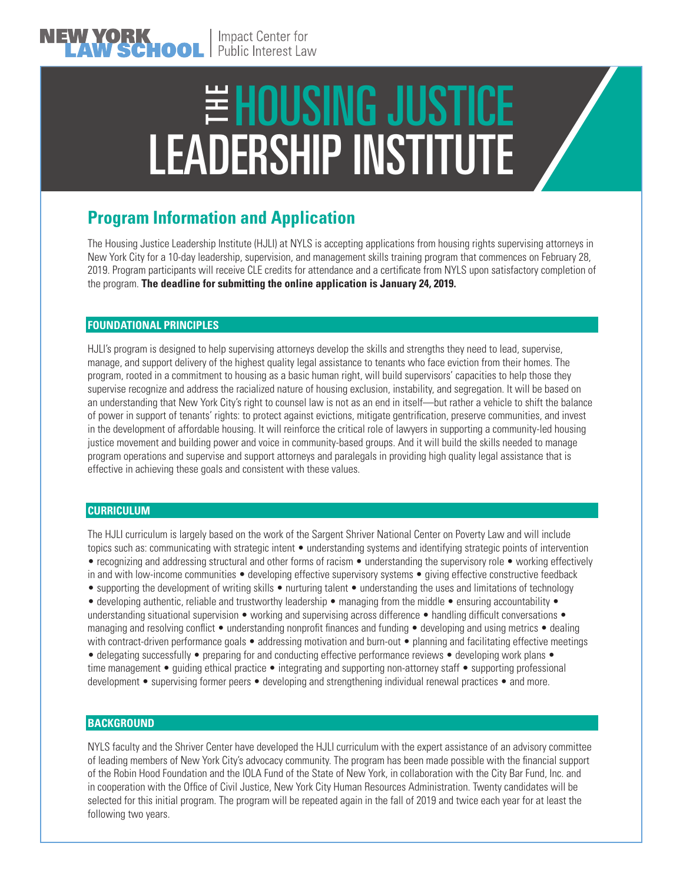NEW YORK LAW SCHOOL | Impact Center for Public Interest Law

# THE HOUSING JUSTICE LEADERSHIP INSTITUTE

## Program Information and Application

The Housing Justice Leadership Institute (HJLI) at NYLS is accepting applications from housing rights supervising attorneys in New York City for a 10-day leadership, supervision, and management skills training program that commences on February 28, 2019. Program participants will receive CLE credits for attendance and a certificate from NYLS upon satisfactory completion of the program. **The deadline for submitting the online application is January 24, 2019.**

### FOUNDATIONAL PRINCIPLES

HJLI's program is designed to help supervising attorneys develop the skills and strengths they need to lead, supervise, manage, and support delivery of the highest quality legal assistance to tenants who face eviction from their homes. The program, rooted in a commitment to housing as a basic human right, will build supervisors' capacities to help those they supervise recognize and address the racialized nature of housing exclusion, instability, and segregation. It will be based on an understanding that New York City's right to counsel law is not as an end in itself—but rather a vehicle to shift the balance of power in support of tenants' rights: to protect against evictions, mitigate gentrification, preserve communities, and invest in the development of affordable housing. It will reinforce the critical role of lawyers in supporting a community-led housing justice movement and building power and voice in community-based groups. And it will build the skills needed to manage program operations and supervise and support attorneys and paralegals in providing high quality legal assistance that is effective in achieving these goals and consistent with these values.

### CURRICULUM

The HJLI curriculum is largely based on the work of the Sargent Shriver National Center on Poverty Law and will include topics such as: communicating with strategic intent • understanding systems and identifying strategic points of intervention • recognizing and addressing structural and other forms of racism • understanding the supervisory role • working effectively in and with low-income communities • developing effective supervisory systems • giving effective constructive feedback • supporting the development of writing skills • nurturing talent • understanding the uses and limitations of technology • developing authentic, reliable and trustworthy leadership • managing from the middle • ensuring accountability • understanding situational supervision • working and supervising across difference • handling difficult conversations • managing and resolving conflict • understanding nonprofit finances and funding • developing and using metrics • dealing with contract-driven performance goals • addressing motivation and burn-out • planning and facilitating effective meetings • delegating successfully • preparing for and conducting effective performance reviews • developing work plans • time management • guiding ethical practice • integrating and supporting non-attorney staff • supporting professional development • supervising former peers • developing and strengthening individual renewal practices • and more.

### BACKGROUND

NYLS faculty and the Shriver Center have developed the HJLI curriculum with the expert assistance of an advisory committee of leading members of New York City's advocacy community. The program has been made possible with the financial support of the Robin Hood Foundation and the IOLA Fund of the State of New York, in collaboration with the City Bar Fund, Inc. and in cooperation with the Office of Civil Justice, New York City Human Resources Administration. Twenty candidates will be selected for this initial program. The program will be repeated again in the fall of 2019 and twice each year for at least the following two years.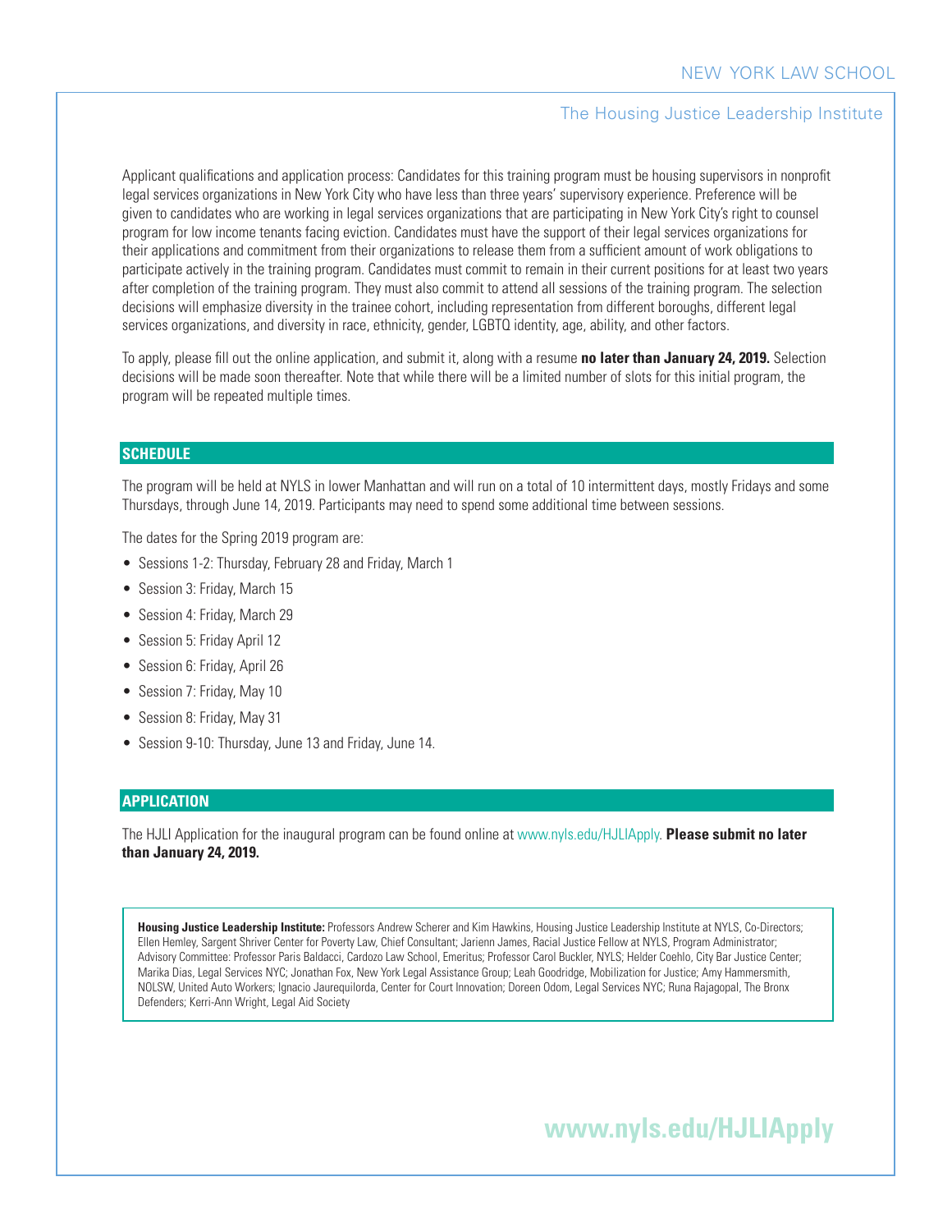Applicant qualifications and application process: Candidates for this training program must be housing supervisors in nonprofit legal services organizations in New York City who have less than three years' supervisory experience. Preference will be given to candidates who are working in legal services organizations that are participating in New York City's right to counsel program for low income tenants facing eviction. Candidates must have the support of their legal services organizations for their applications and commitment from their organizations to release them from a sufficient amount of work obligations to participate actively in the training program. Candidates must commit to remain in their current positions for at least two years after completion of the training program. They must also commit to attend all sessions of the training program. The selection decisions will emphasize diversity in the trainee cohort, including representation from different boroughs, different legal services organizations, and diversity in race, ethnicity, gender, LGBTQ identity, age, ability, and other factors.

To apply, please fill out the online application, and submit it, along with a resume **no later than January 24, 2019.** Selection decisions will be made soon thereafter. Note that while there will be a limited number of slots for this initial program, the program will be repeated multiple times.

## SCHEDULE

The program will be held at NYLS in lower Manhattan and will run on a total of 10 intermittent days, mostly Fridays and some Thursdays, through June 14, 2019. Participants may need to spend some additional time between sessions.

The dates for the Spring 2019 program are:

- Sessions 1-2: Thursday, February 28 and Friday, March 1
- Session 3: Friday, March 15
- Session 4: Friday, March 29
- Session 5: Friday April 12
- Session 6: Friday, April 26
- Session 7: Friday, May 10
- Session 8: Friday, May 31
- Session 9-10: Thursday, June 13 and Friday, June 14.

## APPLICATION

The HJLI Application for the inaugural program can be found online at www.nyls.edu/HJLIApply. **Please submit no later than January 24, 2019.**

**Housing Justice Leadership Institute:** Professors Andrew Scherer and Kim Hawkins, Housing Justice Leadership Institute at NYLS, Co-Directors; Ellen Hemley, Sargent Shriver Center for Poverty Law, Chief Consultant; Jarienn James, Racial Justice Fellow at NYLS, Program Administrator; Advisory Committee: Professor Paris Baldacci, Cardozo Law School, Emeritus; Professor Carol Buckler, NYLS; Helder Coehlo, City Bar Justice Center; Marika Dias, Legal Services NYC; Jonathan Fox, New York Legal Assistance Group; Leah Goodridge, Mobilization for Justice; Amy Hammersmith, NOLSW, United Auto Workers; Ignacio Jaurequilorda, Center for Court Innovation; Doreen Odom, Legal Services NYC; Runa Rajagopal, The Bronx Defenders; Kerri-Ann Wright, Legal Aid Society

**www.nyls.edu/HJLIApply**